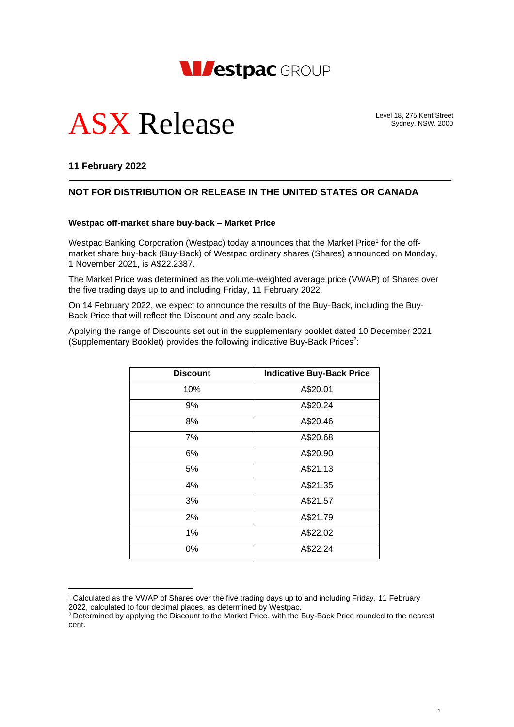# ASX Release

Level 18, 275 Kent Street
Sydney, NSW, 2000

**11 February 2022**

---

**NOT FOR DISTRIBUTION OR RELEASE IN THE UNITED STATES OR CANADA**

**Westpac off-market share buy-back – Market Price**

Westpac Banking Corporation (Westpac) today announces that the Market Price[1] for the off-market share buy-back (Buy-Back) of Westpac ordinary shares (Shares) announced on Monday, 1 November 2021, is A$22.2387.

The Market Price was determined as the volume-weighted average price (VWAP) of Shares over the five trading days up to and including Friday, 11 February 2022.

On 14 February 2022, we expect to announce the results of the Buy-Back, including the Buy-Back Price that will reflect the Discount and any scale-back.

Applying the range of Discounts set out in the supplementary booklet dated 10 December 2021 (Supplementary Booklet) provides the following indicative Buy-Back Prices[2]:

| Discount | Indicative Buy-Back Price |
|---|---|
| 10% | A$20.01 |
| 9% | A$20.24 |
| 8% | A$20.46 |
| 7% | A$20.68 |
| 6% | A$20.90 |
| 5% | A$21.13 |
| 4% | A$21.35 |
| 3% | A$21.57 |
| 2% | A$21.79 |
| 1% | A$22.02 |
| 0% | A$22.24 |

[1] Calculated as the VWAP of Shares over the five trading days up to and including Friday, 11 February 2022, calculated to four decimal places, as determined by Westpac.

[2] Determined by applying the Discount to the Market Price, with the Buy-Back Price rounded to the nearest cent.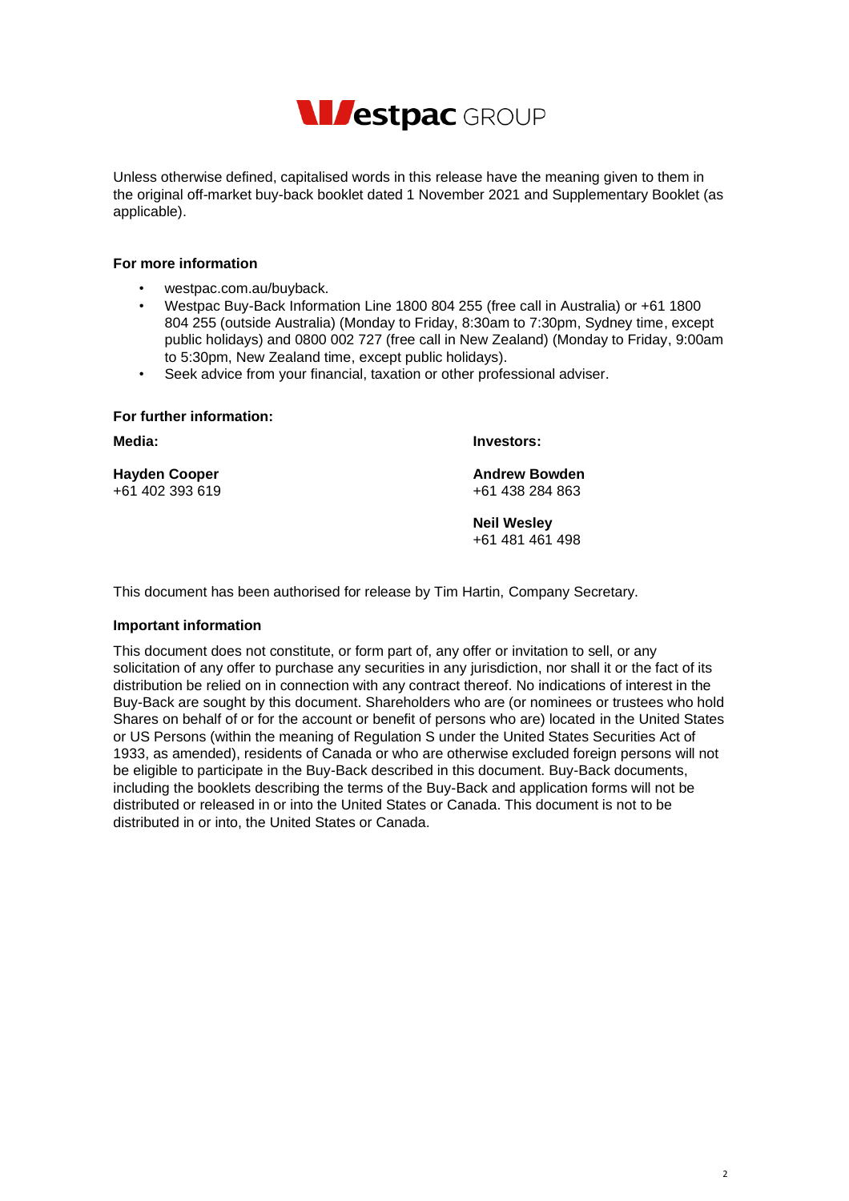Unless otherwise defined, capitalised words in this release have the meaning given to them in the original off-market buy-back booklet dated 1 November 2021 and Supplementary Booklet (as applicable).

**For more information**

- westpac.com.au/buyback.
- Westpac Buy-Back Information Line 1800 804 255 (free call in Australia) or +61 1800 804 255 (outside Australia) (Monday to Friday, 8:30am to 7:30pm, Sydney time, except public holidays) and 0800 002 727 (free call in New Zealand) (Monday to Friday, 9:00am to 5:30pm, New Zealand time, except public holidays).
- Seek advice from your financial, taxation or other professional adviser.

**For further information:**

**Media:**

**Hayden Cooper**
+61 402 393 619

**Investors:**

**Andrew Bowden**
+61 438 284 863

**Neil Wesley**
+61 481 461 498

This document has been authorised for release by Tim Hartin, Company Secretary.

**Important information**

This document does not constitute, or form part of, any offer or invitation to sell, or any solicitation of any offer to purchase any securities in any jurisdiction, nor shall it or the fact of its distribution be relied on in connection with any contract thereof. No indications of interest in the Buy-Back are sought by this document. Shareholders who are (or nominees or trustees who hold Shares on behalf of or for the account or benefit of persons who are) located in the United States or US Persons (within the meaning of Regulation S under the United States Securities Act of 1933, as amended), residents of Canada or who are otherwise excluded foreign persons will not be eligible to participate in the Buy-Back described in this document. Buy-Back documents, including the booklets describing the terms of the Buy-Back and application forms will not be distributed or released in or into the United States or Canada. This document is not to be distributed in or into, the United States or Canada.